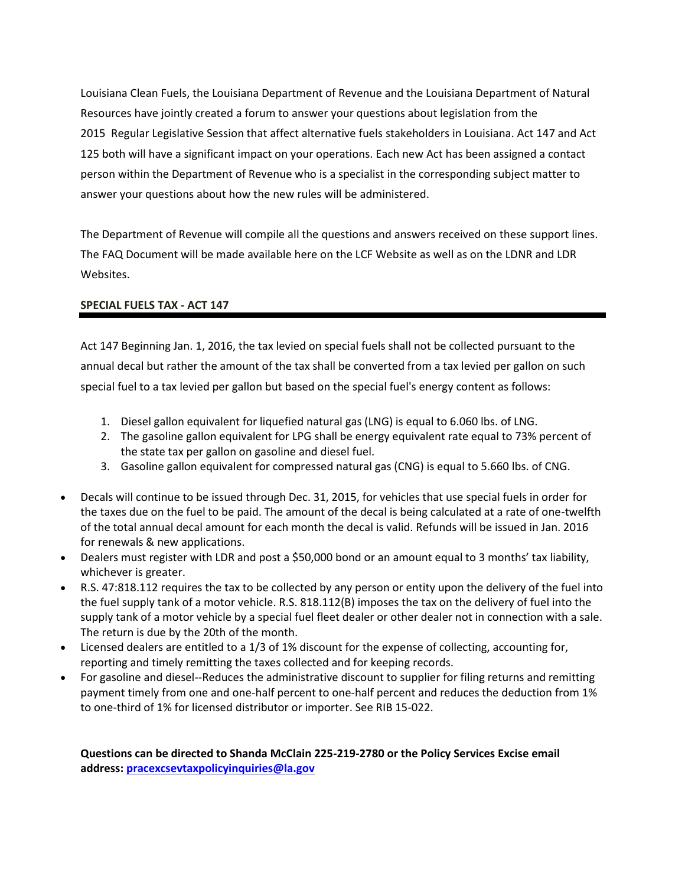Louisiana Clean Fuels, the Louisiana Department of Revenue and the Louisiana Department of Natural Resources have jointly created a forum to answer your questions about legislation from the 2015 Regular Legislative Session that affect alternative fuels stakeholders in Louisiana. Act 147 and Act 125 both will have a significant impact on your operations. Each new Act has been assigned a contact person within the Department of Revenue who is a specialist in the corresponding subject matter to answer your questions about how the new rules will be administered.

The Department of Revenue will compile all the questions and answers received on these support lines. The FAQ Document will be made available here on the LCF Website as well as on the LDNR and LDR Websites.

## SPECIAL FUELS TAX - ACT 147

Act 147 Beginning Jan. 1, 2016, the tax levied on special fuels shall not be collected pursuant to the annual decal but rather the amount of the tax shall be converted from a tax levied per gallon on such special fuel to a tax levied per gallon but based on the special fuel's energy content as follows:

1. Diesel gallon equivalent for liquefied natural gas (LNG) is equal to 6.060 lbs. of LNG.
2. The gasoline gallon equivalent for LPG shall be energy equivalent rate equal to 73% percent of the state tax per gallon on gasoline and diesel fuel.
3. Gasoline gallon equivalent for compressed natural gas (CNG) is equal to 5.660 lbs. of CNG.

- Decals will continue to be issued through Dec. 31, 2015, for vehicles that use special fuels in order for the taxes due on the fuel to be paid. The amount of the decal is being calculated at a rate of one-twelfth of the total annual decal amount for each month the decal is valid. Refunds will be issued in Jan. 2016 for renewals & new applications.
- Dealers must register with LDR and post a $50,000 bond or an amount equal to 3 months' tax liability, whichever is greater.
- R.S. 47:818.112 requires the tax to be collected by any person or entity upon the delivery of the fuel into the fuel supply tank of a motor vehicle. R.S. 818.112(B) imposes the tax on the delivery of fuel into the supply tank of a motor vehicle by a special fuel fleet dealer or other dealer not in connection with a sale. The return is due by the 20th of the month.
- Licensed dealers are entitled to a 1/3 of 1% discount for the expense of collecting, accounting for, reporting and timely remitting the taxes collected and for keeping records.
- For gasoline and diesel--Reduces the administrative discount to supplier for filing returns and remitting payment timely from one and one-half percent to one-half percent and reduces the deduction from 1% to one-third of 1% for licensed distributor or importer. See RIB 15-022.

**Questions can be directed to Shanda McClain 225-219-2780 or the Policy Services Excise email address: [pracexcsevtaxpolicyinquiries@la.gov](mailto:pracexcsevtaxpolicyinquiries@la.gov)**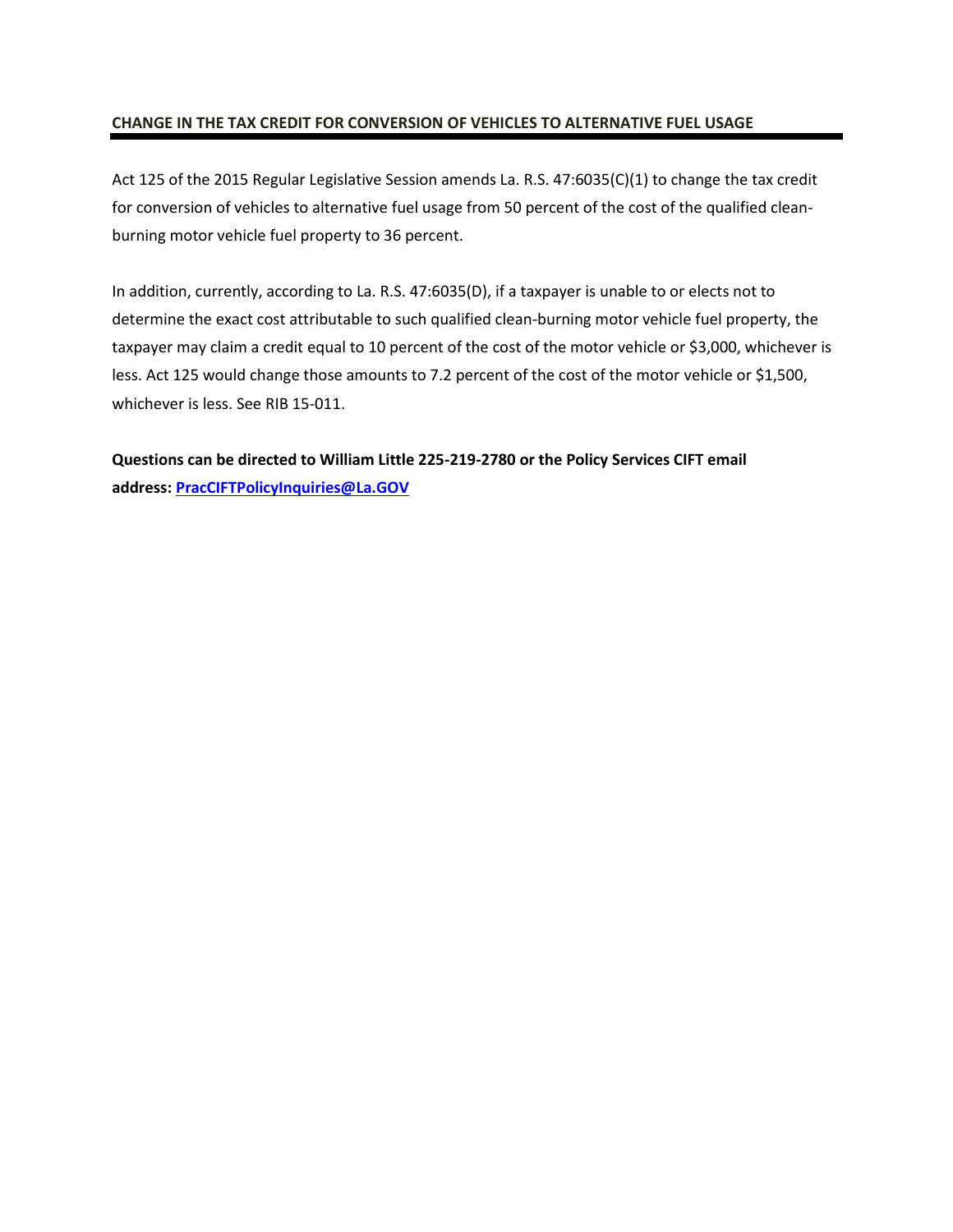## CHANGE IN THE TAX CREDIT FOR CONVERSION OF VEHICLES TO ALTERNATIVE FUEL USAGE

Act 125 of the 2015 Regular Legislative Session amends La. R.S. 47:6035(C)(1) to change the tax credit for conversion of vehicles to alternative fuel usage from 50 percent of the cost of the qualified clean-burning motor vehicle fuel property to 36 percent.

In addition, currently, according to La. R.S. 47:6035(D), if a taxpayer is unable to or elects not to determine the exact cost attributable to such qualified clean-burning motor vehicle fuel property, the taxpayer may claim a credit equal to 10 percent of the cost of the motor vehicle or $3,000, whichever is less. Act 125 would change those amounts to 7.2 percent of the cost of the motor vehicle or $1,500, whichever is less. See RIB 15-011.

**Questions can be directed to William Little 225-219-2780 or the Policy Services CIFT email address: PracCIFTPolicyInquiries@La.GOV**